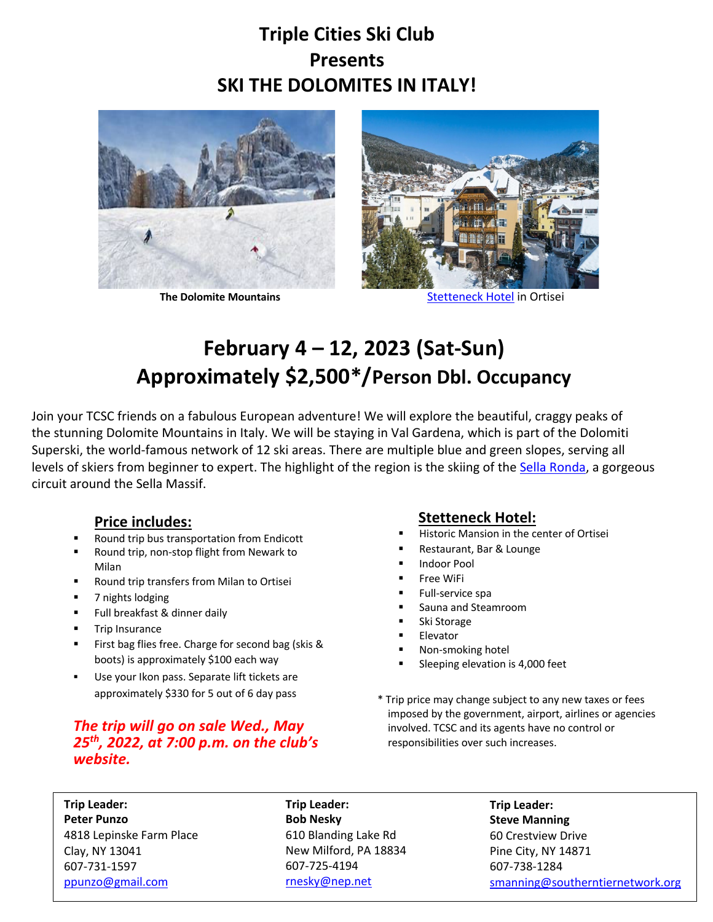# Triple Cities Ski Club
## Presents
## SKI THE DOLOMITES IN ITALY!

**The Dolomite Mountains**

Stetteneck Hotel in Ortisei

## February 4 – 12, 2023 (Sat-Sun)
## Approximately $2,500*/Person Dbl. Occupancy

Join your TCSC friends on a fabulous European adventure! We will explore the beautiful, craggy peaks of the stunning Dolomite Mountains in Italy. We will be staying in Val Gardena, which is part of the Dolomiti Superski, the world-famous network of 12 ski areas. There are multiple blue and green slopes, serving all levels of skiers from beginner to expert. The highlight of the region is the skiing of the Sella Ronda, a gorgeous circuit around the Sella Massif.

### Price includes:

- Round trip bus transportation from Endicott
- Round trip, non-stop flight from Newark to Milan
- Round trip transfers from Milan to Ortisei
- 7 nights lodging
- Full breakfast & dinner daily
- Trip Insurance
- First bag flies free. Charge for second bag (skis & boots) is approximately $100 each way
- Use your Ikon pass. Separate lift tickets are approximately $330 for 5 out of 6 day pass

***The trip will go on sale Wed., May 25th, 2022, at 7:00 p.m. on the club's website.***

### Stetteneck Hotel:

- Historic Mansion in the center of Ortisei
- Restaurant, Bar & Lounge
- Indoor Pool
- Free WiFi
- Full-service spa
- Sauna and Steamroom
- Ski Storage
- Elevator
- Non-smoking hotel
- Sleeping elevation is 4,000 feet

\* Trip price may change subject to any new taxes or fees imposed by the government, airport, airlines or agencies involved. TCSC and its agents have no control or responsibilities over such increases.

| **Trip Leader:** | **Trip Leader:** | **Trip Leader:** |
|---|---|---|
| **Peter Punzo** | **Bob Nesky** | **Steve Manning** |
| 4818 Lepinske Farm Place | 610 Blanding Lake Rd | 60 Crestview Drive |
| Clay, NY 13041 | New Milford, PA 18834 | Pine City, NY 14871 |
| 607-731-1597 | 607-725-4194 | 607-738-1284 |
| ppunzo@gmail.com | rnesky@nep.net | smanning@southerntiernetwork.org |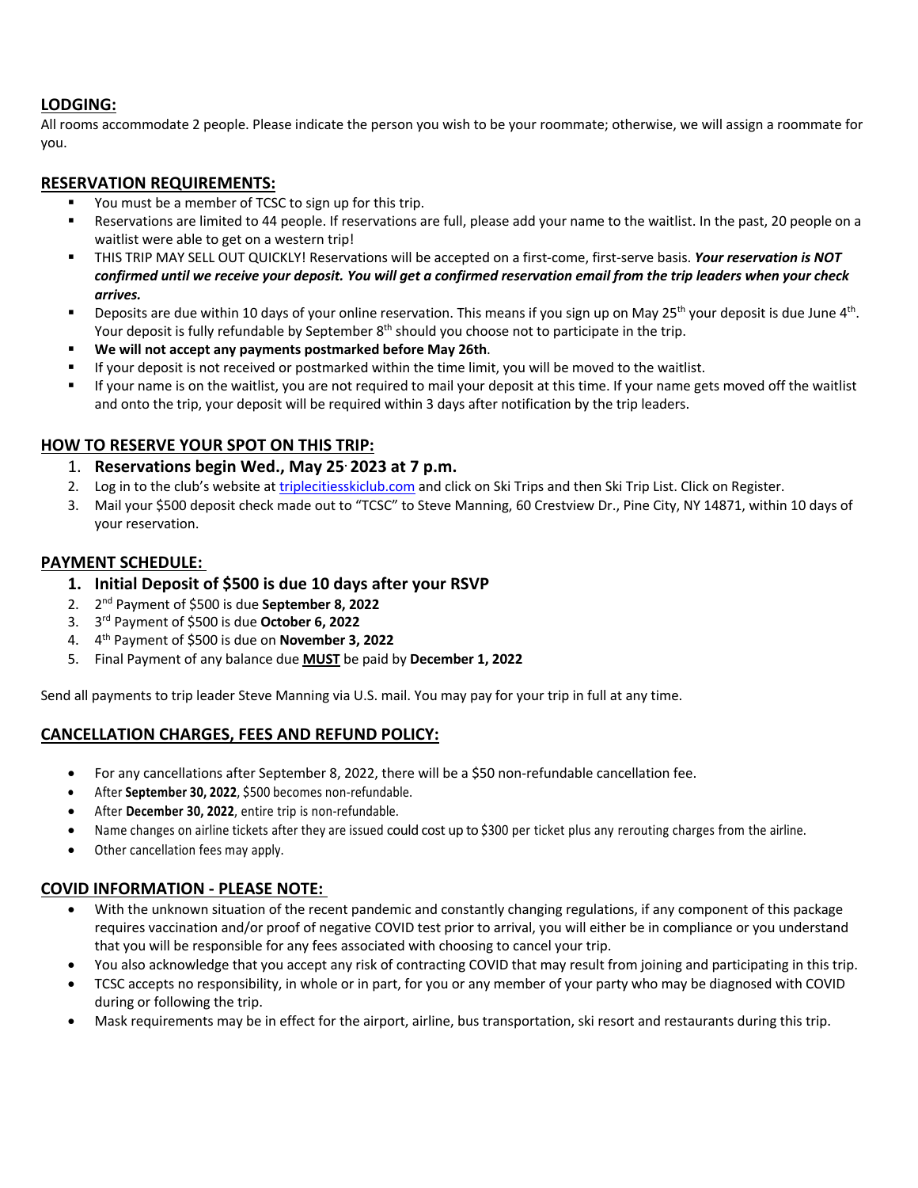## LODGING:

All rooms accommodate 2 people. Please indicate the person you wish to be your roommate; otherwise, we will assign a roommate for you.

## RESERVATION REQUIREMENTS:

- You must be a member of TCSC to sign up for this trip.
- Reservations are limited to 44 people. If reservations are full, please add your name to the waitlist. In the past, 20 people on a waitlist were able to get on a western trip!
- THIS TRIP MAY SELL OUT QUICKLY! Reservations will be accepted on a first-come, first-serve basis. ***Your reservation is NOT confirmed until we receive your deposit. You will get a confirmed reservation email from the trip leaders when your check arrives.***
- Deposits are due within 10 days of your online reservation. This means if you sign up on May 25th your deposit is due June 4th. Your deposit is fully refundable by September 8th should you choose not to participate in the trip.
- **We will not accept any payments postmarked before May 26th**.
- If your deposit is not received or postmarked within the time limit, you will be moved to the waitlist.
- If your name is on the waitlist, you are not required to mail your deposit at this time. If your name gets moved off the waitlist and onto the trip, your deposit will be required within 3 days after notification by the trip leaders.

## HOW TO RESERVE YOUR SPOT ON THIS TRIP:

1. **Reservations begin Wed., May 25. 2023 at 7 p.m.**
2. Log in to the club's website at triplecitiesskiclub.com and click on Ski Trips and then Ski Trip List. Click on Register.
3. Mail your $500 deposit check made out to "TCSC" to Steve Manning, 60 Crestview Dr., Pine City, NY 14871, within 10 days of your reservation.

## PAYMENT SCHEDULE:

1. **Initial Deposit of $500 is due 10 days after your RSVP**
2. 2nd Payment of $500 is due **September 8, 2022**
3. 3rd Payment of $500 is due **October 6, 2022**
4. 4th Payment of $500 is due on **November 3, 2022**
5. Final Payment of any balance due **MUST** be paid by **December 1, 2022**

Send all payments to trip leader Steve Manning via U.S. mail. You may pay for your trip in full at any time.

## CANCELLATION CHARGES, FEES AND REFUND POLICY:

- For any cancellations after September 8, 2022, there will be a $50 non-refundable cancellation fee.
- After **September 30, 2022**, $500 becomes non-refundable.
- After **December 30, 2022**, entire trip is non-refundable.
- Name changes on airline tickets after they are issued could cost up to $300 per ticket plus any rerouting charges from the airline.
- Other cancellation fees may apply.

## COVID INFORMATION - PLEASE NOTE:

- With the unknown situation of the recent pandemic and constantly changing regulations, if any component of this package requires vaccination and/or proof of negative COVID test prior to arrival, you will either be in compliance or you understand that you will be responsible for any fees associated with choosing to cancel your trip.
- You also acknowledge that you accept any risk of contracting COVID that may result from joining and participating in this trip.
- TCSC accepts no responsibility, in whole or in part, for you or any member of your party who may be diagnosed with COVID during or following the trip.
- Mask requirements may be in effect for the airport, airline, bus transportation, ski resort and restaurants during this trip.